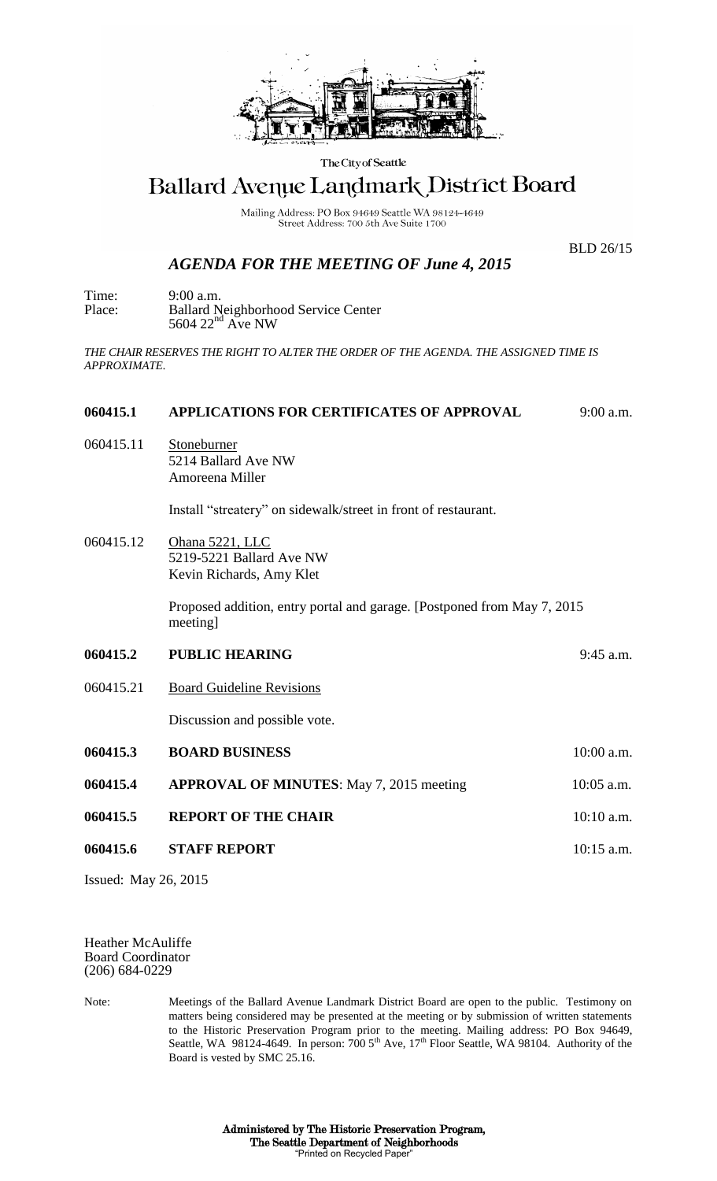The City of Seattle

# Ballard Avenue Landmark District Board

Mailing Address: PO Box 94649 Seattle WA 98124-4649
Street Address: 700 5th Ave Suite 1700

BLD 26/15

## *AGENDA FOR THE MEETING OF June 4, 2015*

Time: 9:00 a.m.
Place: Ballard Neighborhood Service Center
5604 22nd Ave NW

*THE CHAIR RESERVES THE RIGHT TO ALTER THE ORDER OF THE AGENDA. THE ASSIGNED TIME IS APPROXIMATE.*

**060415.1 APPLICATIONS FOR CERTIFICATES OF APPROVAL** 9:00 a.m.

060415.11 Stoneburner
5214 Ballard Ave NW
Amoreena Miller

Install "streatery" on sidewalk/street in front of restaurant.

060415.12 Ohana 5221, LLC
5219-5221 Ballard Ave NW
Kevin Richards, Amy Klet

Proposed addition, entry portal and garage. [Postponed from May 7, 2015 meeting]

**060415.2 PUBLIC HEARING** 9:45 a.m.

060415.21 Board Guideline Revisions

Discussion and possible vote.

**060415.3 BOARD BUSINESS** 10:00 a.m.

**060415.4 APPROVAL OF MINUTES**: May 7, 2015 meeting 10:05 a.m.

**060415.5 REPORT OF THE CHAIR** 10:10 a.m.

**060415.6 STAFF REPORT** 10:15 a.m.

Issued: May 26, 2015

Heather McAuliffe
Board Coordinator
(206) 684-0229

Note: Meetings of the Ballard Avenue Landmark District Board are open to the public. Testimony on matters being considered may be presented at the meeting or by submission of written statements to the Historic Preservation Program prior to the meeting. Mailing address: PO Box 94649, Seattle, WA 98124-4649. In person: 700 5th Ave, 17th Floor Seattle, WA 98104. Authority of the Board is vested by SMC 25.16.

**Administered by The Historic Preservation Program,
The Seattle Department of Neighborhoods**
"Printed on Recycled Paper"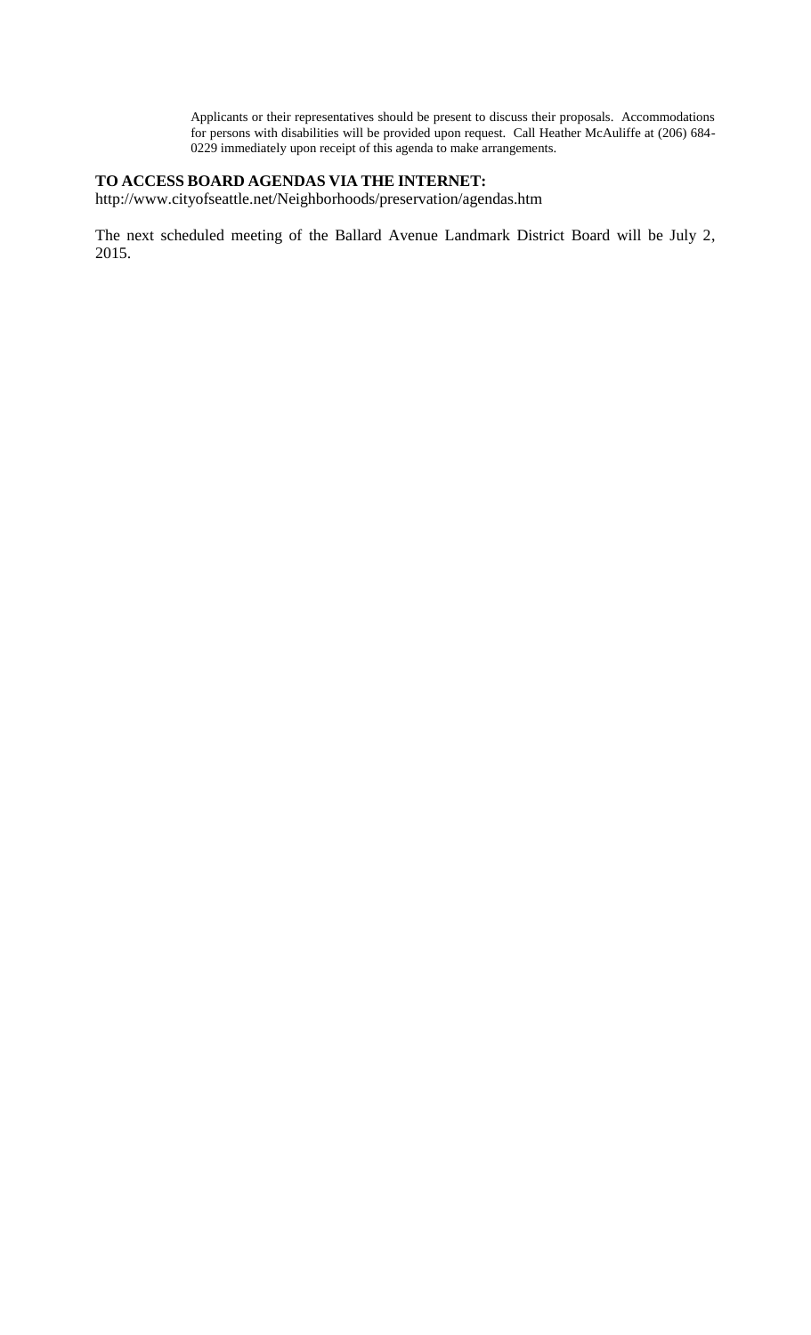Applicants or their representatives should be present to discuss their proposals. Accommodations for persons with disabilities will be provided upon request. Call Heather McAuliffe at (206) 684-0229 immediately upon receipt of this agenda to make arrangements.

**TO ACCESS BOARD AGENDAS VIA THE INTERNET:**

http://www.cityofseattle.net/Neighborhoods/preservation/agendas.htm

The next scheduled meeting of the Ballard Avenue Landmark District Board will be July 2, 2015.